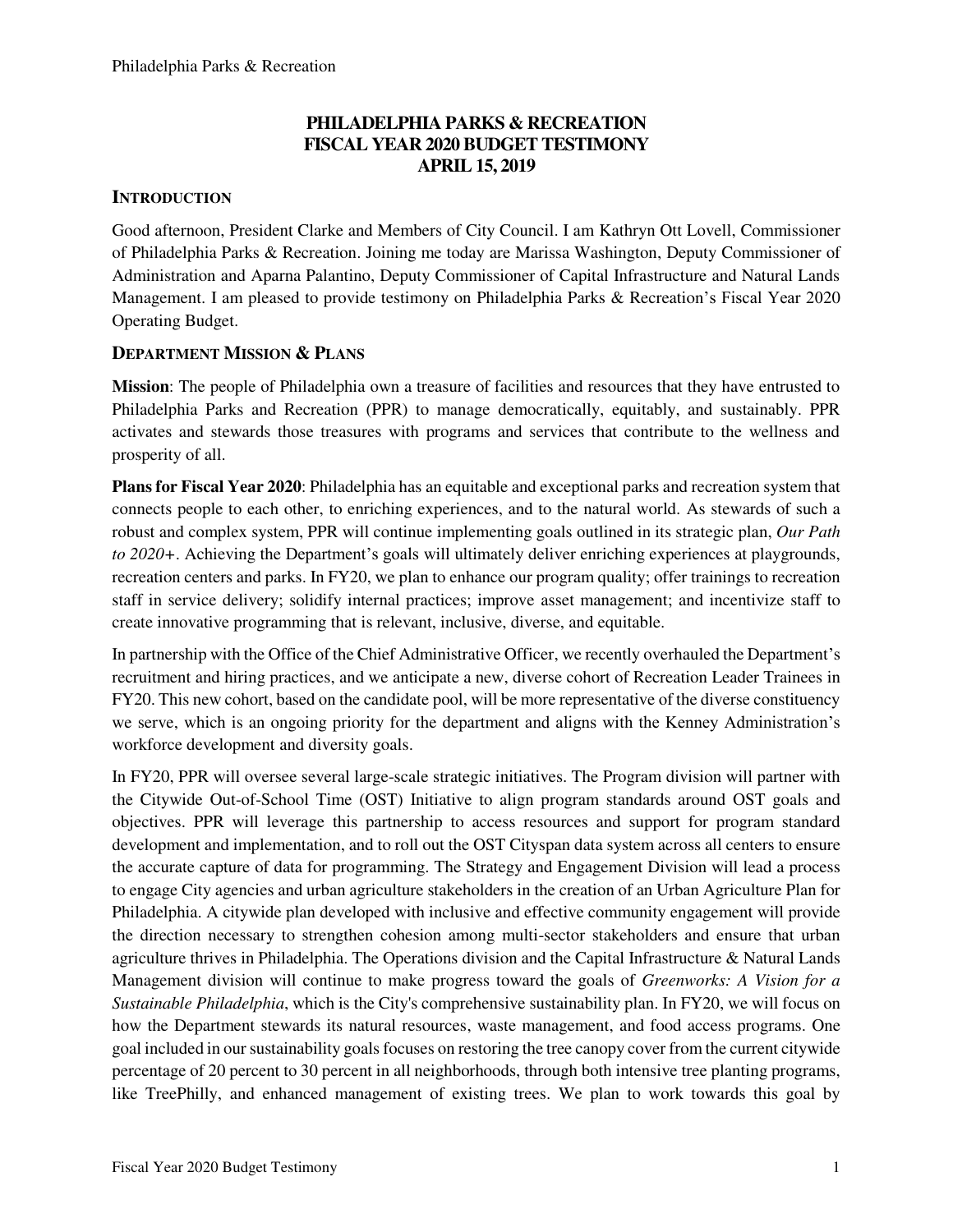# PHILADELPHIA PARKS & RECREATION
# FISCAL YEAR 2020 BUDGET TESTIMONY
# APRIL 15, 2019

## INTRODUCTION

Good afternoon, President Clarke and Members of City Council. I am Kathryn Ott Lovell, Commissioner of Philadelphia Parks & Recreation. Joining me today are Marissa Washington, Deputy Commissioner of Administration and Aparna Palantino, Deputy Commissioner of Capital Infrastructure and Natural Lands Management. I am pleased to provide testimony on Philadelphia Parks & Recreation's Fiscal Year 2020 Operating Budget.

## DEPARTMENT MISSION & PLANS

**Mission**: The people of Philadelphia own a treasure of facilities and resources that they have entrusted to Philadelphia Parks and Recreation (PPR) to manage democratically, equitably, and sustainably. PPR activates and stewards those treasures with programs and services that contribute to the wellness and prosperity of all.

**Plans for Fiscal Year 2020**: Philadelphia has an equitable and exceptional parks and recreation system that connects people to each other, to enriching experiences, and to the natural world. As stewards of such a robust and complex system, PPR will continue implementing goals outlined in its strategic plan, *Our Path to 2020+*. Achieving the Department's goals will ultimately deliver enriching experiences at playgrounds, recreation centers and parks. In FY20, we plan to enhance our program quality; offer trainings to recreation staff in service delivery; solidify internal practices; improve asset management; and incentivize staff to create innovative programming that is relevant, inclusive, diverse, and equitable.

In partnership with the Office of the Chief Administrative Officer, we recently overhauled the Department's recruitment and hiring practices, and we anticipate a new, diverse cohort of Recreation Leader Trainees in FY20. This new cohort, based on the candidate pool, will be more representative of the diverse constituency we serve, which is an ongoing priority for the department and aligns with the Kenney Administration's workforce development and diversity goals.

In FY20, PPR will oversee several large-scale strategic initiatives. The Program division will partner with the Citywide Out-of-School Time (OST) Initiative to align program standards around OST goals and objectives. PPR will leverage this partnership to access resources and support for program standard development and implementation, and to roll out the OST Cityspan data system across all centers to ensure the accurate capture of data for programming. The Strategy and Engagement Division will lead a process to engage City agencies and urban agriculture stakeholders in the creation of an Urban Agriculture Plan for Philadelphia. A citywide plan developed with inclusive and effective community engagement will provide the direction necessary to strengthen cohesion among multi-sector stakeholders and ensure that urban agriculture thrives in Philadelphia. The Operations division and the Capital Infrastructure & Natural Lands Management division will continue to make progress toward the goals of *Greenworks: A Vision for a Sustainable Philadelphia*, which is the City's comprehensive sustainability plan. In FY20, we will focus on how the Department stewards its natural resources, waste management, and food access programs. One goal included in our sustainability goals focuses on restoring the tree canopy cover from the current citywide percentage of 20 percent to 30 percent in all neighborhoods, through both intensive tree planting programs, like TreePhilly, and enhanced management of existing trees. We plan to work towards this goal by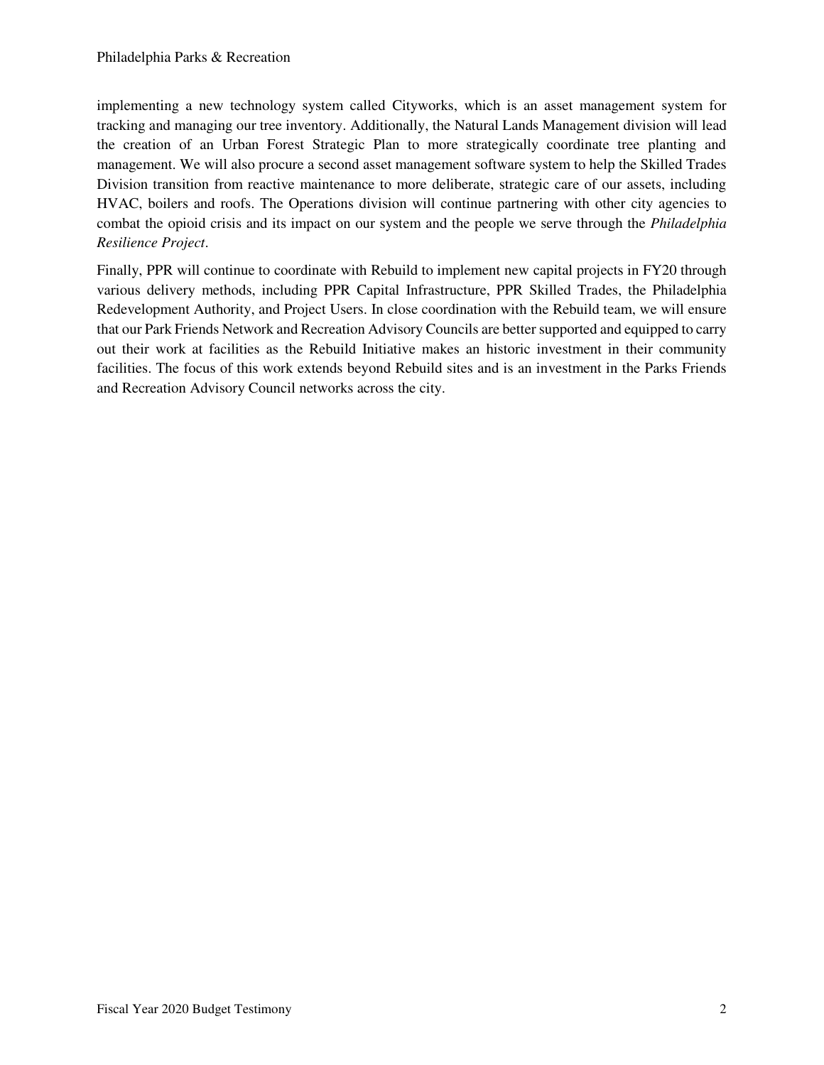implementing a new technology system called Cityworks, which is an asset management system for tracking and managing our tree inventory. Additionally, the Natural Lands Management division will lead the creation of an Urban Forest Strategic Plan to more strategically coordinate tree planting and management. We will also procure a second asset management software system to help the Skilled Trades Division transition from reactive maintenance to more deliberate, strategic care of our assets, including HVAC, boilers and roofs. The Operations division will continue partnering with other city agencies to combat the opioid crisis and its impact on our system and the people we serve through the *Philadelphia Resilience Project*.

Finally, PPR will continue to coordinate with Rebuild to implement new capital projects in FY20 through various delivery methods, including PPR Capital Infrastructure, PPR Skilled Trades, the Philadelphia Redevelopment Authority, and Project Users. In close coordination with the Rebuild team, we will ensure that our Park Friends Network and Recreation Advisory Councils are better supported and equipped to carry out their work at facilities as the Rebuild Initiative makes an historic investment in their community facilities. The focus of this work extends beyond Rebuild sites and is an investment in the Parks Friends and Recreation Advisory Council networks across the city.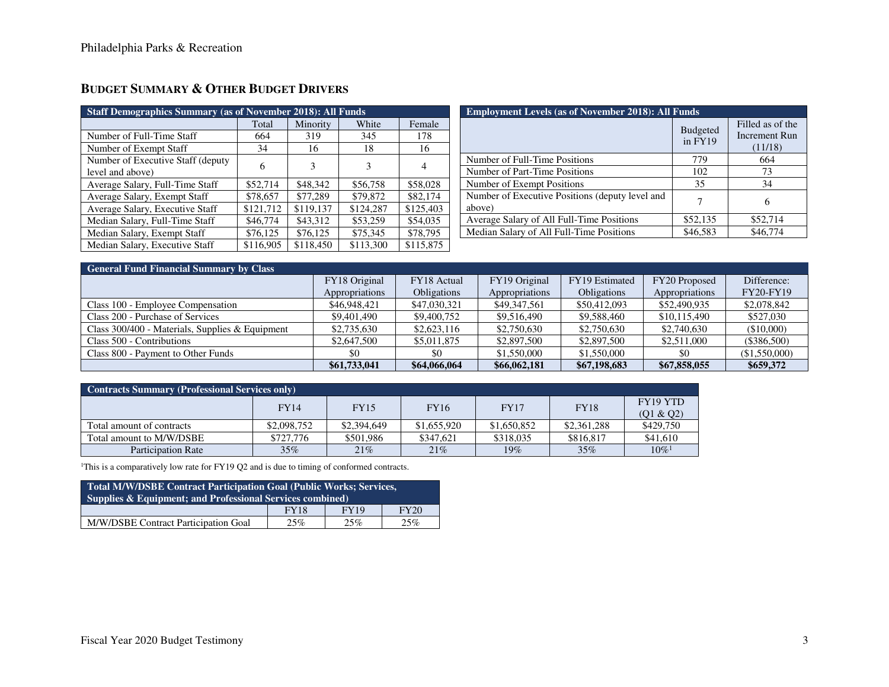## BUDGET SUMMARY & OTHER BUDGET DRIVERS

| Staff Demographics Summary (as of November 2018): All Funds | | | | |
|---|---|---|---|---|
| | Total | Minority | White | Female |
| Number of Full-Time Staff | 664 | 319 | 345 | 178 |
| Number of Exempt Staff | 34 | 16 | 18 | 16 |
| Number of Executive Staff (deputy level and above) | 6 | 3 | 3 | 4 |
| Average Salary, Full-Time Staff | $52,714 | $48,342 | $56,758 | $58,028 |
| Average Salary, Exempt Staff | $78,657 | $77,289 | $79,872 | $82,174 |
| Average Salary, Executive Staff | $121,712 | $119,137 | $124,287 | $125,403 |
| Median Salary, Full-Time Staff | $46,774 | $43,312 | $53,259 | $54,035 |
| Median Salary, Exempt Staff | $76,125 | $76,125 | $75,345 | $78,795 |
| Median Salary, Executive Staff | $116,905 | $118,450 | $113,300 | $115,875 |

| Employment Levels (as of November 2018): All Funds | | |
|---|---|---|
| | Budgeted in FY19 | Filled as of the Increment Run (11/18) |
| Number of Full-Time Positions | 779 | 664 |
| Number of Part-Time Positions | 102 | 73 |
| Number of Exempt Positions | 35 | 34 |
| Number of Executive Positions (deputy level and above) | 7 | 6 |
| Average Salary of All Full-Time Positions | $52,135 | $52,714 |
| Median Salary of All Full-Time Positions | $46,583 | $46,774 |

| General Fund Financial Summary by Class | | | | | | |
|---|---|---|---|---|---|---|
| | FY18 Original Appropriations | FY18 Actual Obligations | FY19 Original Appropriations | FY19 Estimated Obligations | FY20 Proposed Appropriations | Difference: FY20-FY19 |
| Class 100 - Employee Compensation | $46,948,421 | $47,030,321 | $49,347,561 | $50,412,093 | $52,490,935 | $2,078,842 |
| Class 200 - Purchase of Services | $9,401,490 | $9,400,752 | $9,516,490 | $9,588,460 | $10,115,490 | $527,030 |
| Class 300/400 - Materials, Supplies & Equipment | $2,735,630 | $2,623,116 | $2,750,630 | $2,750,630 | $2,740,630 | ($10,000) |
| Class 500 - Contributions | $2,647,500 | $5,011,875 | $2,897,500 | $2,897,500 | $2,511,000 | ($386,500) |
| Class 800 - Payment to Other Funds | $0 | $0 | $1,550,000 | $1,550,000 | $0 | ($1,550,000) |
| | **$61,733,041** | **$64,066,064** | **$66,062,181** | **$67,198,683** | **$67,858,055** | **$659,372** |

| Contracts Summary (Professional Services only) | | | | | | |
|---|---|---|---|---|---|---|
| | FY14 | FY15 | FY16 | FY17 | FY18 | FY19 YTD (Q1 & Q2) |
| Total amount of contracts | $2,098,752 | $2,394,649 | $1,655,920 | $1,650,852 | $2,361,288 | $429,750 |
| Total amount to M/W/DSBE | $727,776 | $501,986 | $347,621 | $318,035 | $816,817 | $41,610 |
| Participation Rate | 35% | 21% | 21% | 19% | 35% | 10%[1] |

[1]This is a comparatively low rate for FY19 Q2 and is due to timing of conformed contracts.

| Total M/W/DSBE Contract Participation Goal (Public Works; Services, Supplies & Equipment; and Professional Services combined) | | | |
|---|---|---|---|
| | FY18 | FY19 | FY20 |
| M/W/DSBE Contract Participation Goal | 25% | 25% | 25% |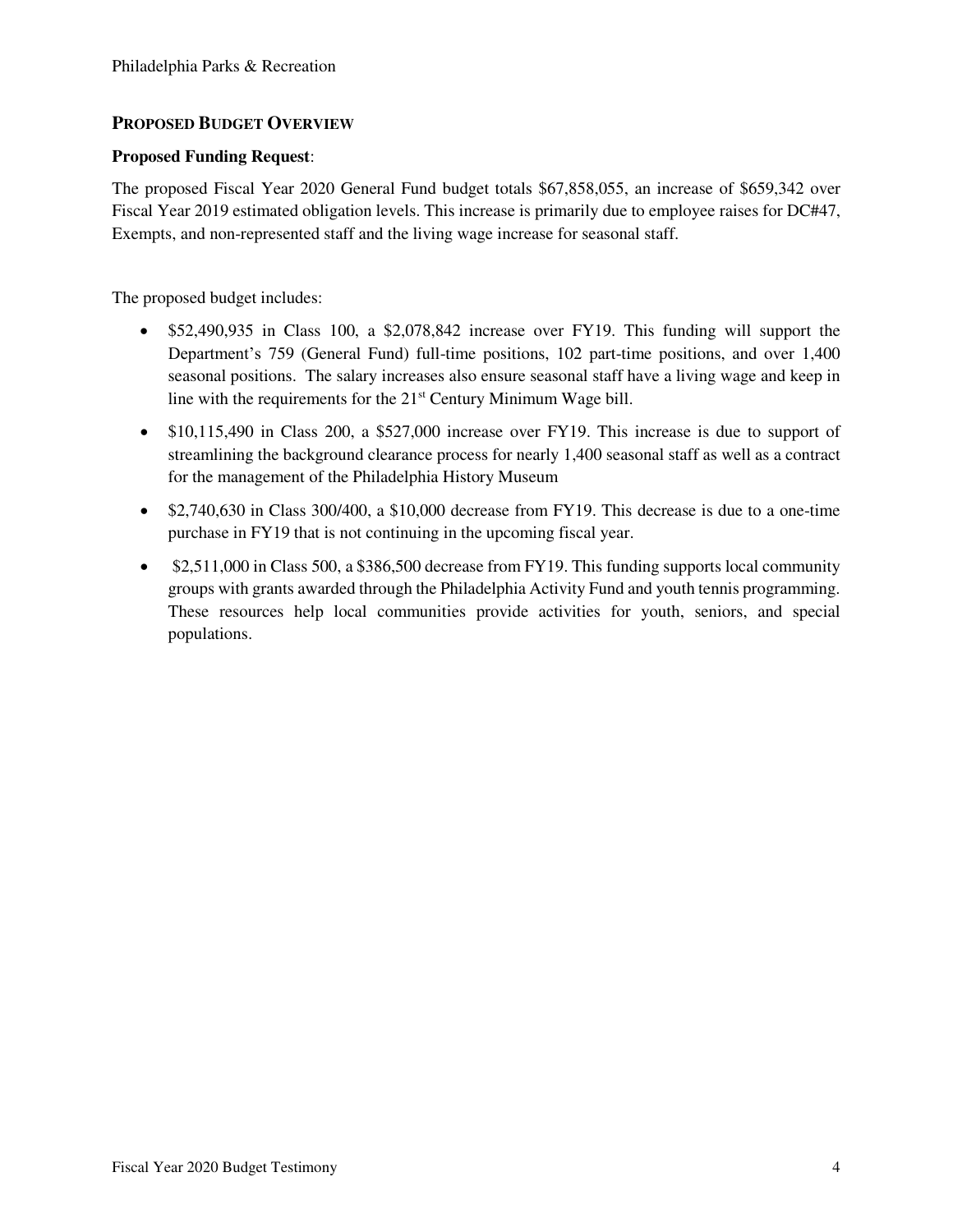## PROPOSED BUDGET OVERVIEW

**Proposed Funding Request**:

The proposed Fiscal Year 2020 General Fund budget totals $67,858,055, an increase of $659,342 over Fiscal Year 2019 estimated obligation levels. This increase is primarily due to employee raises for DC#47, Exempts, and non-represented staff and the living wage increase for seasonal staff.

The proposed budget includes:

- $52,490,935 in Class 100, a $2,078,842 increase over FY19. This funding will support the Department's 759 (General Fund) full-time positions, 102 part-time positions, and over 1,400 seasonal positions. The salary increases also ensure seasonal staff have a living wage and keep in line with the requirements for the 21st Century Minimum Wage bill.
- $10,115,490 in Class 200, a $527,000 increase over FY19. This increase is due to support of streamlining the background clearance process for nearly 1,400 seasonal staff as well as a contract for the management of the Philadelphia History Museum
- $2,740,630 in Class 300/400, a $10,000 decrease from FY19. This decrease is due to a one-time purchase in FY19 that is not continuing in the upcoming fiscal year.
- $2,511,000 in Class 500, a $386,500 decrease from FY19. This funding supports local community groups with grants awarded through the Philadelphia Activity Fund and youth tennis programming. These resources help local communities provide activities for youth, seniors, and special populations.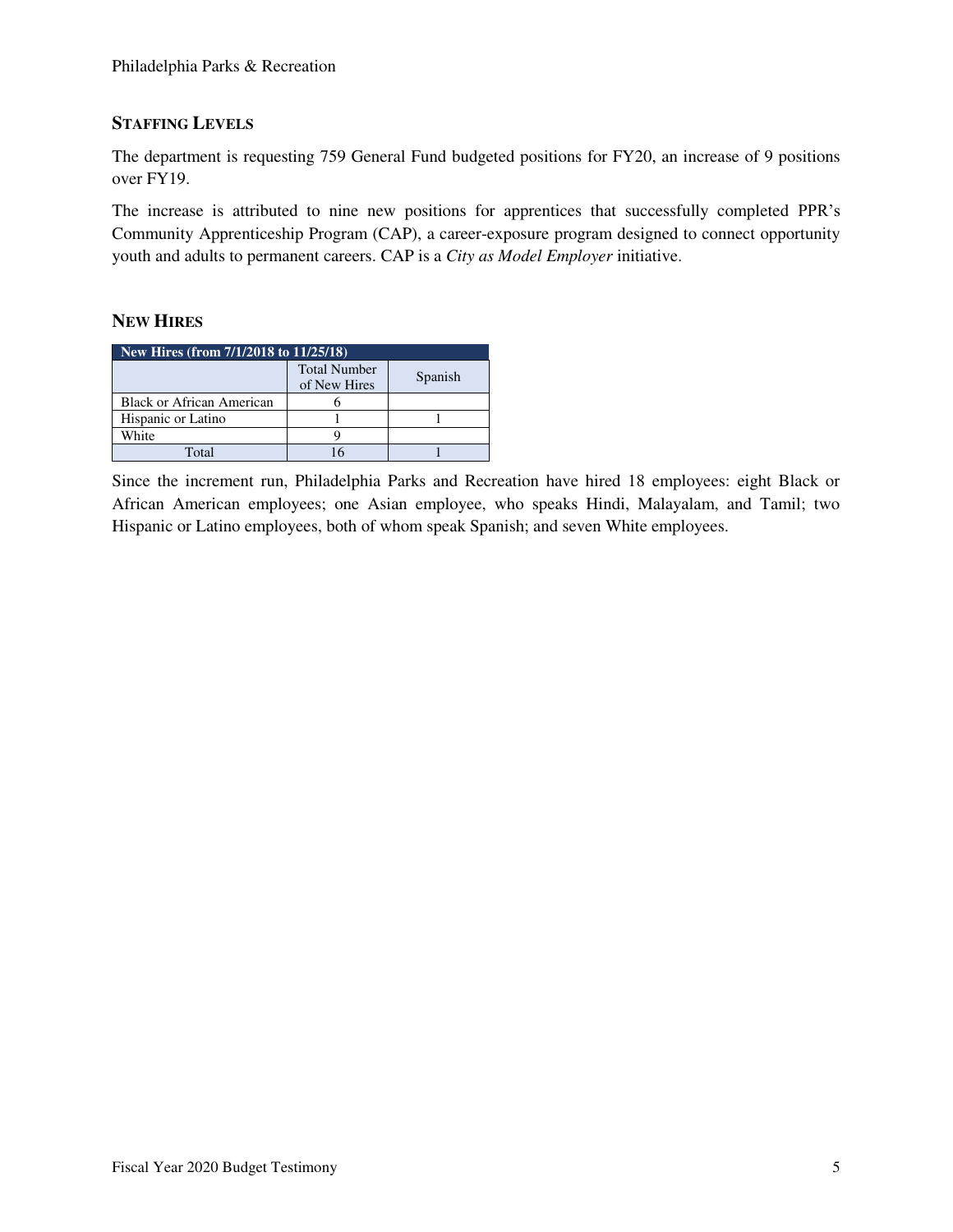## STAFFING LEVELS

The department is requesting 759 General Fund budgeted positions for FY20, an increase of 9 positions over FY19.

The increase is attributed to nine new positions for apprentices that successfully completed PPR's Community Apprenticeship Program (CAP), a career-exposure program designed to connect opportunity youth and adults to permanent careers. CAP is a *City as Model Employer* initiative.

## NEW HIRES

| New Hires (from 7/1/2018 to 11/25/18) | | |
|---|---|---|
| | Total Number of New Hires | Spanish |
| Black or African American | 6 | |
| Hispanic or Latino | 1 | 1 |
| White | 9 | |
| Total | 16 | 1 |

Since the increment run, Philadelphia Parks and Recreation have hired 18 employees: eight Black or African American employees; one Asian employee, who speaks Hindi, Malayalam, and Tamil; two Hispanic or Latino employees, both of whom speak Spanish; and seven White employees.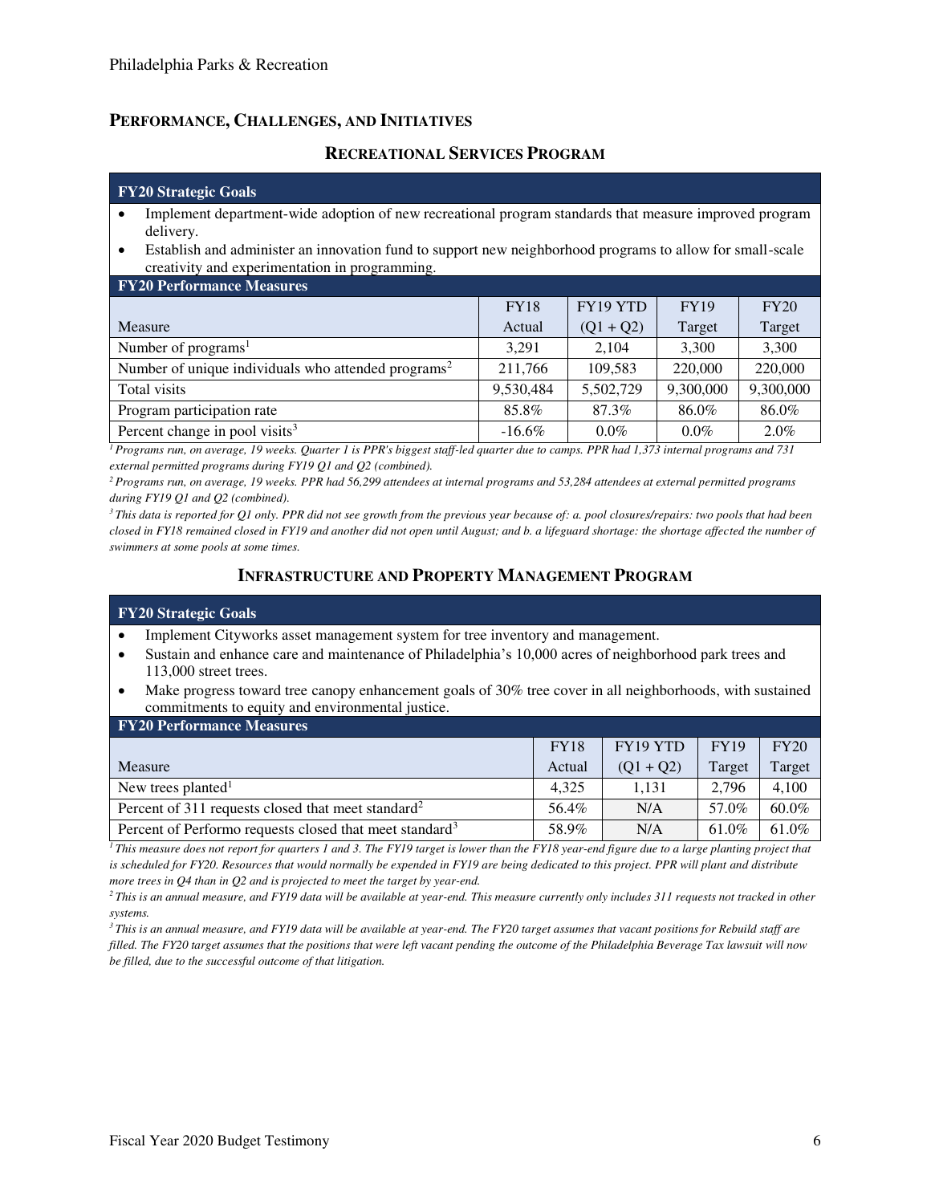## PERFORMANCE, CHALLENGES, AND INITIATIVES

### RECREATIONAL SERVICES PROGRAM

**FY20 Strategic Goals**

- Implement department-wide adoption of new recreational program standards that measure improved program delivery.
- Establish and administer an innovation fund to support new neighborhood programs to allow for small-scale creativity and experimentation in programming.

**FY20 Performance Measures**

| Measure | FY18 Actual | FY19 YTD (Q1 + Q2) | FY19 Target | FY20 Target |
|---|---|---|---|---|
| Number of programs[1] | 3,291 | 2,104 | 3,300 | 3,300 |
| Number of unique individuals who attended programs[2] | 211,766 | 109,583 | 220,000 | 220,000 |
| Total visits | 9,530,484 | 5,502,729 | 9,300,000 | 9,300,000 |
| Program participation rate | 85.8% | 87.3% | 86.0% | 86.0% |
| Percent change in pool visits[3] | -16.6% | 0.0% | 0.0% | 2.0% |

*[1] Programs run, on average, 19 weeks. Quarter 1 is PPR's biggest staff-led quarter due to camps. PPR had 1,373 internal programs and 731 external permitted programs during FY19 Q1 and Q2 (combined).*

*[2] Programs run, on average, 19 weeks. PPR had 56,299 attendees at internal programs and 53,284 attendees at external permitted programs during FY19 Q1 and Q2 (combined).*

*[3] This data is reported for Q1 only. PPR did not see growth from the previous year because of: a. pool closures/repairs: two pools that had been closed in FY18 remained closed in FY19 and another did not open until August; and b. a lifeguard shortage: the shortage affected the number of swimmers at some pools at some times.*

### INFRASTRUCTURE AND PROPERTY MANAGEMENT PROGRAM

**FY20 Strategic Goals**

- Implement Cityworks asset management system for tree inventory and management.
- Sustain and enhance care and maintenance of Philadelphia's 10,000 acres of neighborhood park trees and 113,000 street trees.
- Make progress toward tree canopy enhancement goals of 30% tree cover in all neighborhoods, with sustained commitments to equity and environmental justice.

**FY20 Performance Measures**

| Measure | FY18 Actual | FY19 YTD (Q1 + Q2) | FY19 Target | FY20 Target |
|---|---|---|---|---|
| New trees planted[1] | 4,325 | 1,131 | 2,796 | 4,100 |
| Percent of 311 requests closed that meet standard[2] | 56.4% | N/A | 57.0% | 60.0% |
| Percent of Performo requests closed that meet standard[3] | 58.9% | N/A | 61.0% | 61.0% |

*[1] This measure does not report for quarters 1 and 3. The FY19 target is lower than the FY18 year-end figure due to a large planting project that is scheduled for FY20. Resources that would normally be expended in FY19 are being dedicated to this project. PPR will plant and distribute more trees in Q4 than in Q2 and is projected to meet the target by year-end.*

*[2] This is an annual measure, and FY19 data will be available at year-end. This measure currently only includes 311 requests not tracked in other systems.*

*[3] This is an annual measure, and FY19 data will be available at year-end. The FY20 target assumes that vacant positions for Rebuild staff are filled. The FY20 target assumes that the positions that were left vacant pending the outcome of the Philadelphia Beverage Tax lawsuit will now be filled, due to the successful outcome of that litigation.*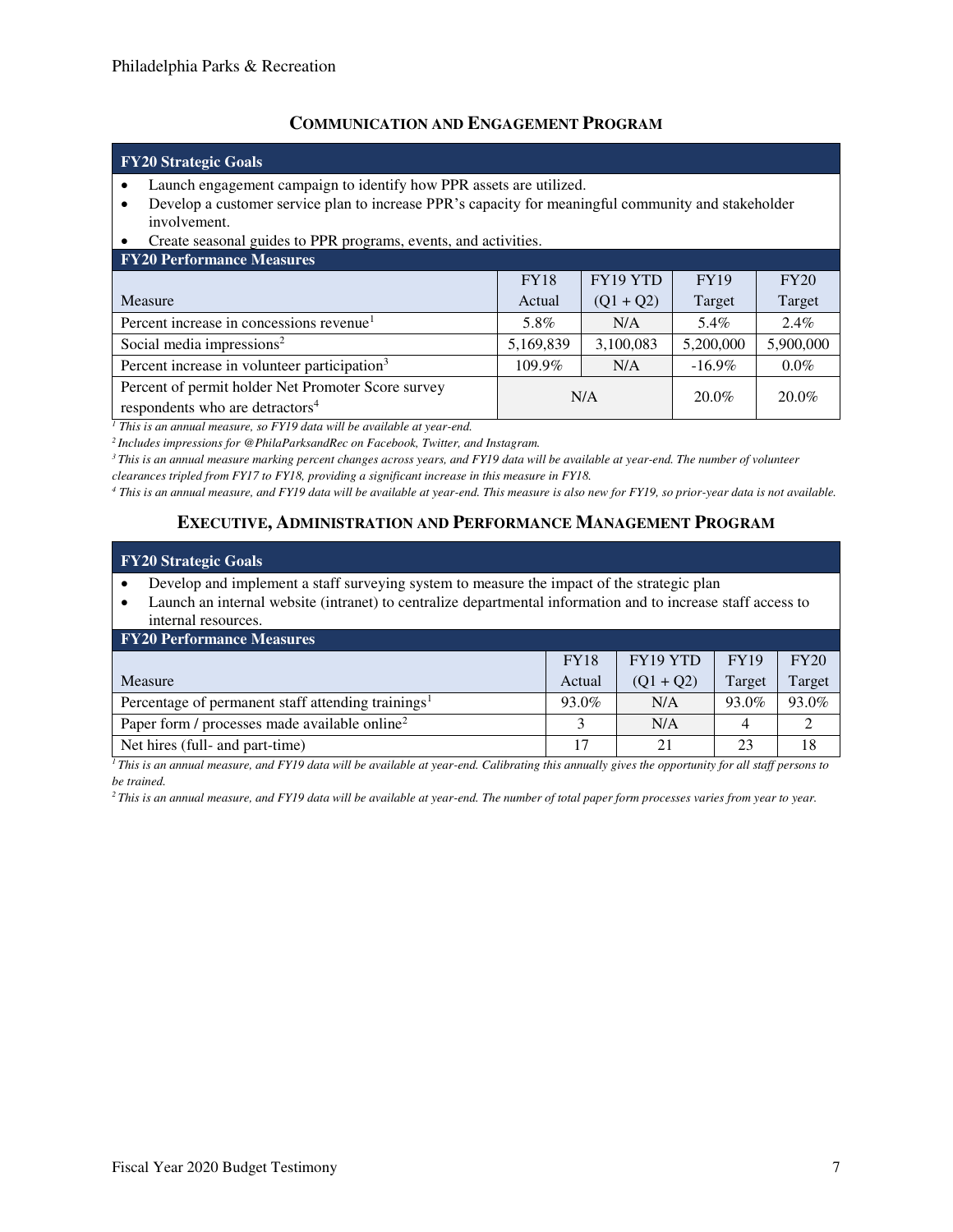## Communication and Engagement Program

**FY20 Strategic Goals**

- Launch engagement campaign to identify how PPR assets are utilized.
- Develop a customer service plan to increase PPR's capacity for meaningful community and stakeholder involvement.
- Create seasonal guides to PPR programs, events, and activities.

**FY20 Performance Measures**

| Measure | FY18 Actual | FY19 YTD (Q1 + Q2) | FY19 Target | FY20 Target |
|---|---|---|---|---|
| Percent increase in concessions revenue[1] | 5.8% | N/A | 5.4% | 2.4% |
| Social media impressions[2] | 5,169,839 | 3,100,083 | 5,200,000 | 5,900,000 |
| Percent increase in volunteer participation[3] | 109.9% | N/A | -16.9% | 0.0% |
| Percent of permit holder Net Promoter Score survey respondents who are detractors[4] | N/A | | 20.0% | 20.0% |

*[1] This is an annual measure, so FY19 data will be available at year-end.*
*[2] Includes impressions for @PhilaParksandRec on Facebook, Twitter, and Instagram.*
*[3] This is an annual measure marking percent changes across years, and FY19 data will be available at year-end. The number of volunteer clearances tripled from FY17 to FY18, providing a significant increase in this measure in FY18.*
*[4] This is an annual measure, and FY19 data will be available at year-end. This measure is also new for FY19, so prior-year data is not available.*

## Executive, Administration and Performance Management Program

**FY20 Strategic Goals**

- Develop and implement a staff surveying system to measure the impact of the strategic plan
- Launch an internal website (intranet) to centralize departmental information and to increase staff access to internal resources.

**FY20 Performance Measures**

| Measure | FY18 Actual | FY19 YTD (Q1 + Q2) | FY19 Target | FY20 Target |
|---|---|---|---|---|
| Percentage of permanent staff attending trainings[1] | 93.0% | N/A | 93.0% | 93.0% |
| Paper form / processes made available online[2] | 3 | N/A | 4 | 2 |
| Net hires (full- and part-time) | 17 | 21 | 23 | 18 |

*[1] This is an annual measure, and FY19 data will be available at year-end. Calibrating this annually gives the opportunity for all staff persons to be trained.*
*[2] This is an annual measure, and FY19 data will be available at year-end. The number of total paper form processes varies from year to year.*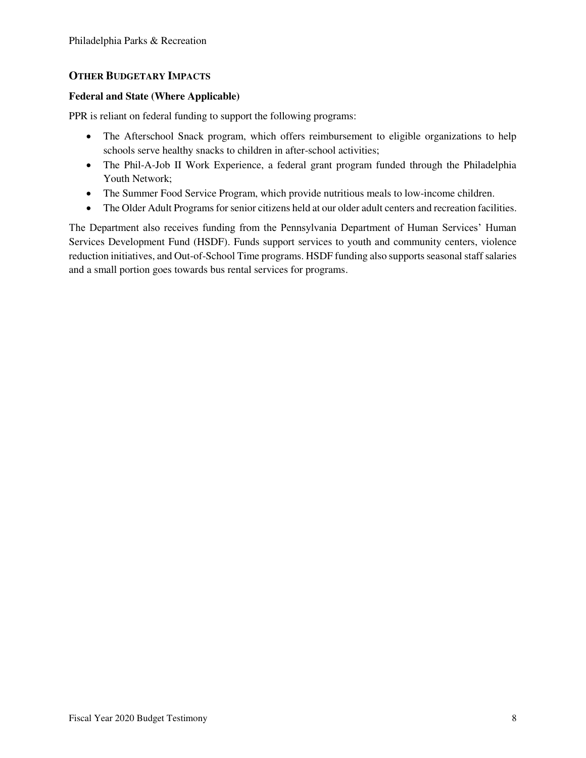## OTHER BUDGETARY IMPACTS

### Federal and State (Where Applicable)

PPR is reliant on federal funding to support the following programs:

- The Afterschool Snack program, which offers reimbursement to eligible organizations to help schools serve healthy snacks to children in after-school activities;
- The Phil-A-Job II Work Experience, a federal grant program funded through the Philadelphia Youth Network;
- The Summer Food Service Program, which provide nutritious meals to low-income children.
- The Older Adult Programs for senior citizens held at our older adult centers and recreation facilities.

The Department also receives funding from the Pennsylvania Department of Human Services' Human Services Development Fund (HSDF). Funds support services to youth and community centers, violence reduction initiatives, and Out-of-School Time programs. HSDF funding also supports seasonal staff salaries and a small portion goes towards bus rental services for programs.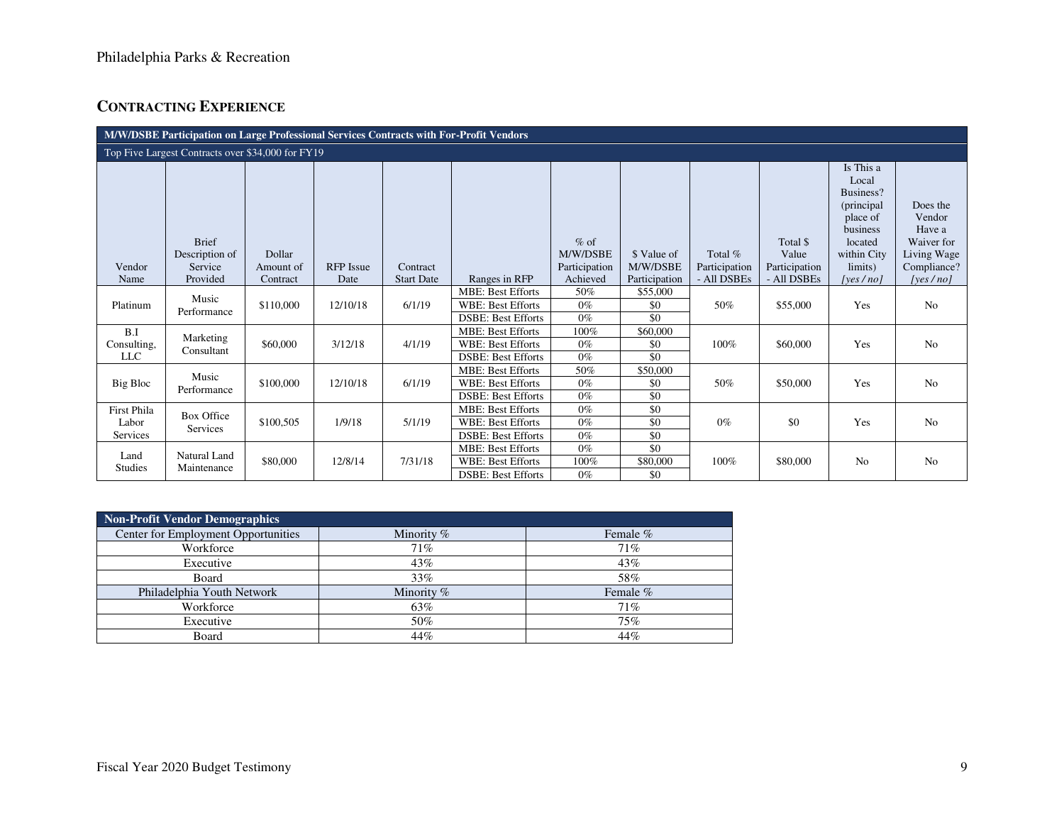## CONTRACTING EXPERIENCE

| M/W/DSBE Participation on Large Professional Services Contracts with For-Profit Vendors | | | | | | | | | | | |
|---|---|---|---|---|---|---|---|---|---|---|---|
| Top Five Largest Contracts over $34,000 for FY19 | | | | | | | | | | | |
| Vendor Name | Brief Description of Service Provided | Dollar Amount of Contract | RFP Issue Date | Contract Start Date | Ranges in RFP | % of M/W/DSBE Participation Achieved | $ Value of M/W/DSBE Participation | Total % Participation - All DSBEs | Total $ Value Participation - All DSBEs | Is This a Local Business? (principal place of business located within City limits) *[yes / no]* | Does the Vendor Have a Waiver for Living Wage Compliance? *[yes / no]* |
| Platinum | Music Performance | $110,000 | 12/10/18 | 6/1/19 | MBE: Best Efforts | 50% | $55,000 | 50% | $55,000 | Yes | No |
| | | | | | WBE: Best Efforts | 0% | $0 | | | | |
| | | | | | DSBE: Best Efforts | 0% | $0 | | | | |
| B.I Consulting, LLC | Marketing Consultant | $60,000 | 3/12/18 | 4/1/19 | MBE: Best Efforts | 100% | $60,000 | 100% | $60,000 | Yes | No |
| | | | | | WBE: Best Efforts | 0% | $0 | | | | |
| | | | | | DSBE: Best Efforts | 0% | $0 | | | | |
| Big Bloc | Music Performance | $100,000 | 12/10/18 | 6/1/19 | MBE: Best Efforts | 50% | $50,000 | 50% | $50,000 | Yes | No |
| | | | | | WBE: Best Efforts | 0% | $0 | | | | |
| | | | | | DSBE: Best Efforts | 0% | $0 | | | | |
| First Phila Labor Services | Box Office Services | $100,505 | 1/9/18 | 5/1/19 | MBE: Best Efforts | 0% | $0 | 0% | $0 | Yes | No |
| | | | | | WBE: Best Efforts | 0% | $0 | | | | |
| | | | | | DSBE: Best Efforts | 0% | $0 | | | | |
| Land Studies | Natural Land Maintenance | $80,000 | 12/8/14 | 7/31/18 | MBE: Best Efforts | 0% | $0 | 100% | $80,000 | No | No |
| | | | | | WBE: Best Efforts | 100% | $80,000 | | | | |
| | | | | | DSBE: Best Efforts | 0% | $0 | | | | |

| Non-Profit Vendor Demographics | | |
|---|---|---|
| Center for Employment Opportunities | Minority % | Female % |
| Workforce | 71% | 71% |
| Executive | 43% | 43% |
| Board | 33% | 58% |
| Philadelphia Youth Network | Minority % | Female % |
| Workforce | 63% | 71% |
| Executive | 50% | 75% |
| Board | 44% | 44% |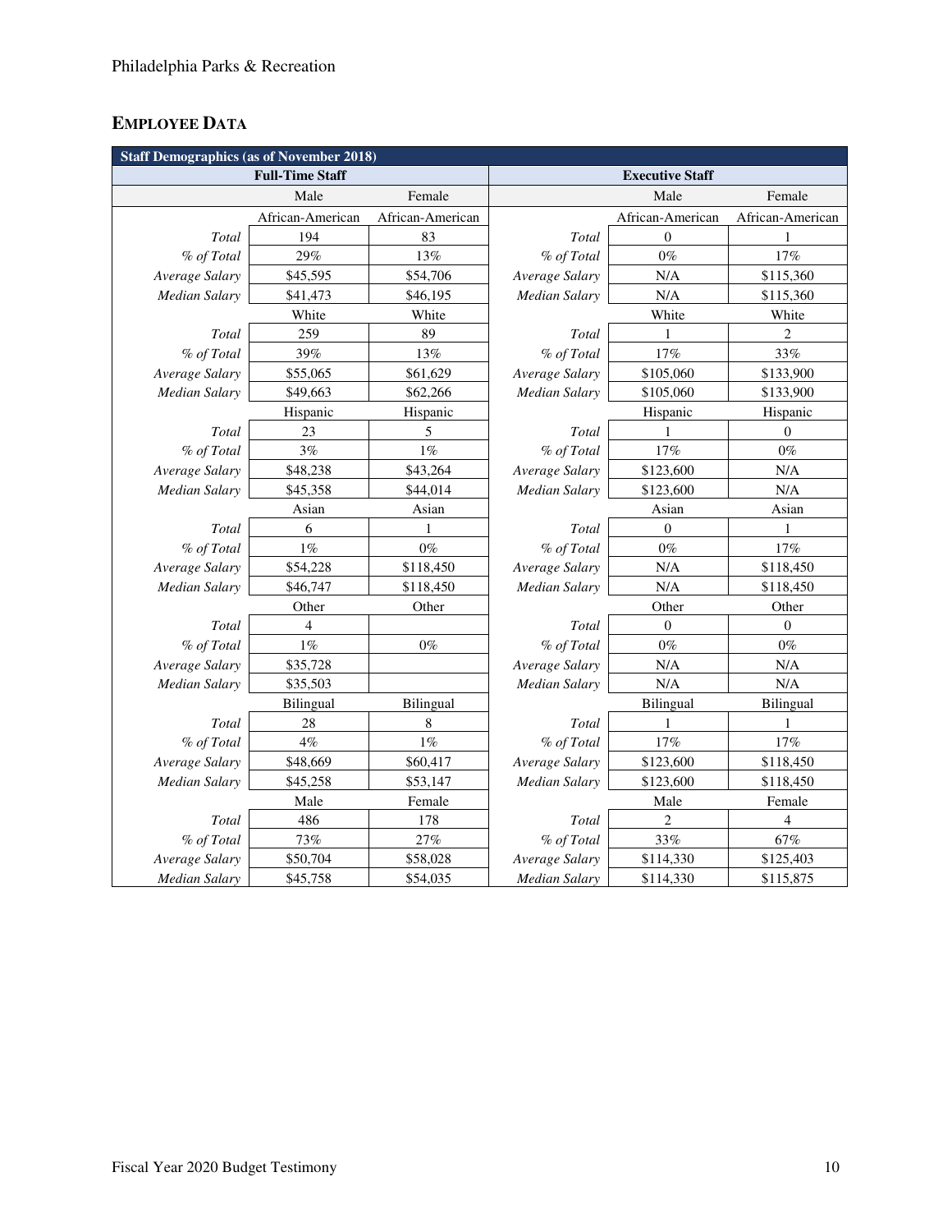## EMPLOYEE DATA

| Staff Demographics (as of November 2018) | | | | | |
|---|---|---|---|---|---|
| **Full-Time Staff** | | | **Executive Staff** | | |
| | Male | Female | | Male | Female |
| | African-American | African-American | | African-American | African-American |
| *Total* | 194 | 83 | *Total* | 0 | 1 |
| *% of Total* | 29% | 13% | *% of Total* | 0% | 17% |
| *Average Salary* | $45,595 | $54,706 | *Average Salary* | N/A | $115,360 |
| *Median Salary* | $41,473 | $46,195 | *Median Salary* | N/A | $115,360 |
| | White | White | | White | White |
| *Total* | 259 | 89 | *Total* | 1 | 2 |
| *% of Total* | 39% | 13% | *% of Total* | 17% | 33% |
| *Average Salary* | $55,065 | $61,629 | *Average Salary* | $105,060 | $133,900 |
| *Median Salary* | $49,663 | $62,266 | *Median Salary* | $105,060 | $133,900 |
| | Hispanic | Hispanic | | Hispanic | Hispanic |
| *Total* | 23 | 5 | *Total* | 1 | 0 |
| *% of Total* | 3% | 1% | *% of Total* | 17% | 0% |
| *Average Salary* | $48,238 | $43,264 | *Average Salary* | $123,600 | N/A |
| *Median Salary* | $45,358 | $44,014 | *Median Salary* | $123,600 | N/A |
| | Asian | Asian | | Asian | Asian |
| *Total* | 6 | 1 | *Total* | 0 | 1 |
| *% of Total* | 1% | 0% | *% of Total* | 0% | 17% |
| *Average Salary* | $54,228 | $118,450 | *Average Salary* | N/A | $118,450 |
| *Median Salary* | $46,747 | $118,450 | *Median Salary* | N/A | $118,450 |
| | Other | Other | | Other | Other |
| *Total* | 4 | | *Total* | 0 | 0 |
| *% of Total* | 1% | 0% | *% of Total* | 0% | 0% |
| *Average Salary* | $35,728 | | *Average Salary* | N/A | N/A |
| *Median Salary* | $35,503 | | *Median Salary* | N/A | N/A |
| | Bilingual | Bilingual | | Bilingual | Bilingual |
| *Total* | 28 | 8 | *Total* | 1 | 1 |
| *% of Total* | 4% | 1% | *% of Total* | 17% | 17% |
| *Average Salary* | $48,669 | $60,417 | *Average Salary* | $123,600 | $118,450 |
| *Median Salary* | $45,258 | $53,147 | *Median Salary* | $123,600 | $118,450 |
| | Male | Female | | Male | Female |
| *Total* | 486 | 178 | *Total* | 2 | 4 |
| *% of Total* | 73% | 27% | *% of Total* | 33% | 67% |
| *Average Salary* | $50,704 | $58,028 | *Average Salary* | $114,330 | $125,403 |
| *Median Salary* | $45,758 | $54,035 | *Median Salary* | $114,330 | $115,875 |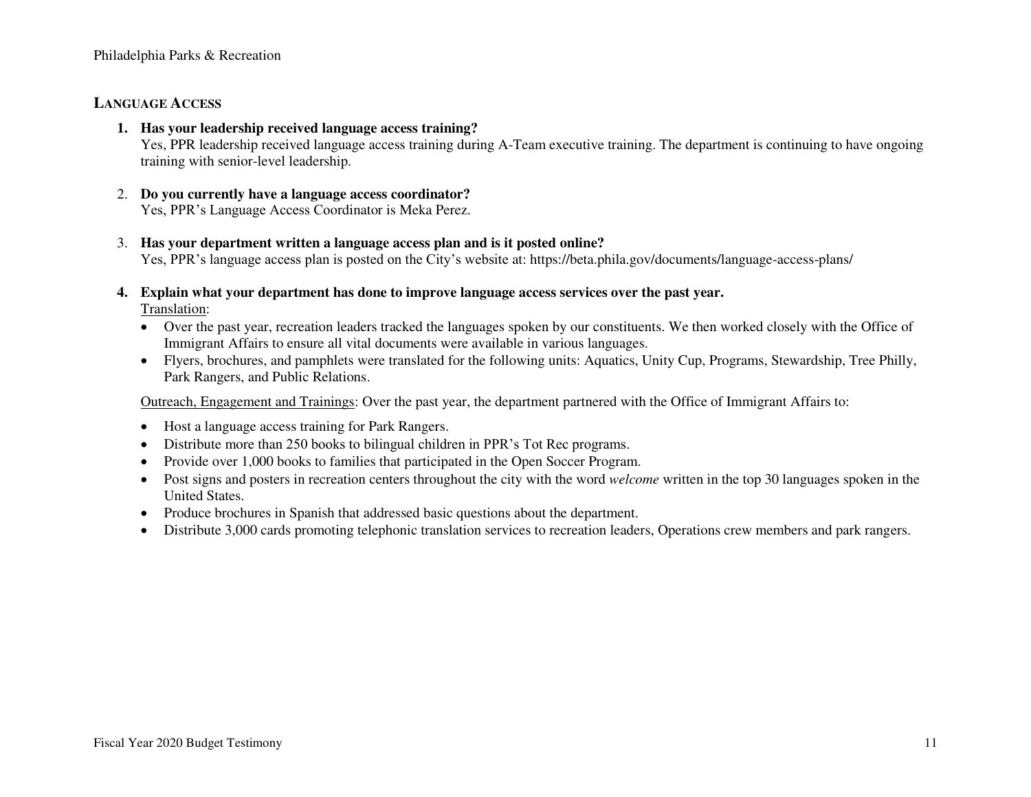## LANGUAGE ACCESS

1. **Has your leadership received language access training?**
   Yes, PPR leadership received language access training during A-Team executive training. The department is continuing to have ongoing training with senior-level leadership.

2. **Do you currently have a language access coordinator?**
   Yes, PPR's Language Access Coordinator is Meka Perez.

3. **Has your department written a language access plan and is it posted online?**
   Yes, PPR's language access plan is posted on the City's website at: https://beta.phila.gov/documents/language-access-plans/

4. **Explain what your department has done to improve language access services over the past year.**
   Translation:
   - Over the past year, recreation leaders tracked the languages spoken by our constituents. We then worked closely with the Office of Immigrant Affairs to ensure all vital documents were available in various languages.
   - Flyers, brochures, and pamphlets were translated for the following units: Aquatics, Unity Cup, Programs, Stewardship, Tree Philly, Park Rangers, and Public Relations.

   Outreach, Engagement and Trainings: Over the past year, the department partnered with the Office of Immigrant Affairs to:

   - Host a language access training for Park Rangers.
   - Distribute more than 250 books to bilingual children in PPR's Tot Rec programs.
   - Provide over 1,000 books to families that participated in the Open Soccer Program.
   - Post signs and posters in recreation centers throughout the city with the word *welcome* written in the top 30 languages spoken in the United States.
   - Produce brochures in Spanish that addressed basic questions about the department.
   - Distribute 3,000 cards promoting telephonic translation services to recreation leaders, Operations crew members and park rangers.